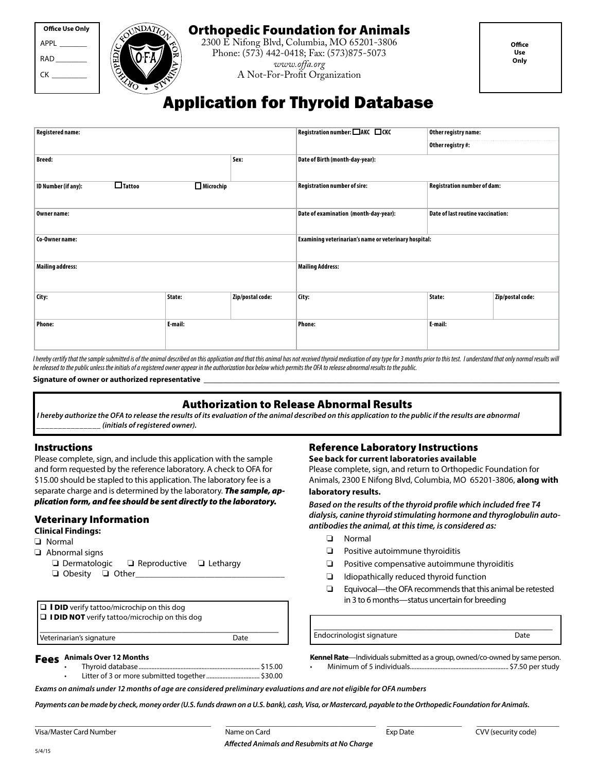| Office Use Only |
| --- |
| APPL _______ |
| RAD ________ |
| CK _________ |

# Orthopedic Foundation for Animals

2300 E Nifong Blvd, Columbia, MO 65201-3806
Phone: (573) 442-0418; Fax: (573)875-5073
*www.offa.org*
A Not-For-Profit Organization

**Office Use Only**

# Application for Thyroid Database

| **Registered name:** | | | **Registration number:** ☐ **AKC** ☐ **CKC** | **Other registry name:** / **Other registry #:** | |
| --- | --- | --- | --- | --- | --- |
| **Breed:** | | **Sex:** | **Date of Birth (month-day-year):** | | |
| **ID Number (if any):** ☐ **Tattoo** | ☐ **Microchip** | | **Registration number of sire:** | **Registration number of dam:** | |
| **Owner name:** | | | **Date of examination (month-day-year):** | **Date of last routine vaccination:** | |
| **Co-Owner name:** | | | **Examining veterinarian's name or veterinary hospital:** | | |
| **Mailing address:** | | | **Mailing Address:** | | |
| **City:** | **State:** | **Zip/postal code:** | **City:** | **State:** | **Zip/postal code:** |
| **Phone:** | **E-mail:** | | **Phone:** | **E-mail:** | |

*I hereby certify that the sample submitted is of the animal described on this application and that this animal has not received thyroid medication of any type for 3 months prior to this test. I understand that only normal results will be released to the public unless the initials of a registered owner appear in the authorization box below which permits the OFA to release abnormal results to the public.*

**Signature of owner or authorized representative** ____________________________________________

## Authorization to Release Abnormal Results

***I hereby authorize the OFA to release the results of its evaluation of the animal described on this application to the public if the results are abnormal _______________ (initials of registered owner).***

## Instructions

Please complete, sign, and include this application with the sample and form requested by the reference laboratory. A check to OFA for $15.00 should be stapled to this application. The laboratory fee is a separate charge and is determined by the laboratory. ***The sample, application form, and fee should be sent directly to the laboratory.***

## Veterinary Information

**Clinical Findings:**

- ❑ Normal
- ❑ Abnormal signs
  - ❑ Dermatologic ❑ Reproductive ❑ Lethargy
  - ❑ Obesity ❑ Other_______________________________

❑ **I DID** verify tattoo/microchip on this dog
❑ **I DID NOT** verify tattoo/microchip on this dog

_______________________________________________
Veterinarian's signature Date

## Reference Laboratory Instructions

**See back for current laboratories available**

Please complete, sign, and return to Orthopedic Foundation for Animals, 2300 E Nifong Blvd, Columbia, MO 65201-3806, **along with laboratory results.**

***Based on the results of the thyroid profile which included free T4 dialysis, canine thyroid stimulating hormone and thyroglobulin autoantibodies the animal, at this time, is considered as:***

- ❑ Normal
- ❑ Positive autoimmune thyroiditis
- ❑ Positive compensative autoimmune thyroiditis
- ❑ Idiopathically reduced thyroid function
- ❑ Equivocal—the OFA recommends that this animal be retested in 3 to 6 months—status uncertain for breeding

_______________________________________________
Endocrinologist signature Date

**Fees** **Animals Over 12 Months**

- Thyroid database........................................................ $15.00
- Litter of 3 or more submitted together.............................. $30.00

**Kennel Rate**—Individuals submitted as a group, owned/co-owned by same person.

- Minimum of 5 individuals.............................................. $7.50 per study

***Exams on animals under 12 months of age are considered preliminary evaluations and are not eligible for OFA numbers***

***Payments can be made by check, money order (U.S. funds drawn on a U.S. bank), cash, Visa, or Mastercard, payable to the Orthopedic Foundation for Animals.***

Visa/Master Card Number ____________ Name on Card ____________ Exp Date ________ CVV (security code) ________

***Affected Animals and Resubmits at No Charge***

5/4/15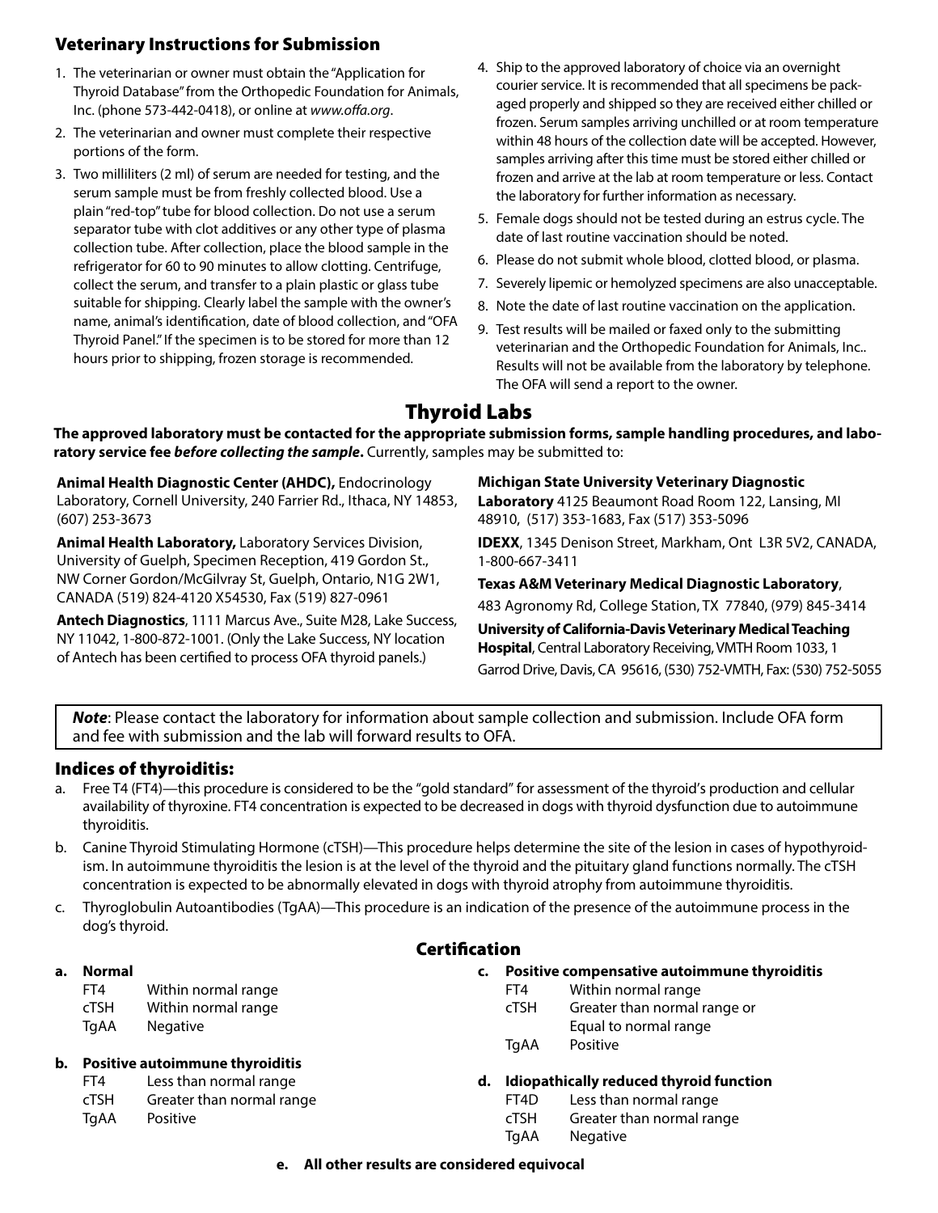## Veterinary Instructions for Submission

1. The veterinarian or owner must obtain the "Application for Thyroid Database" from the Orthopedic Foundation for Animals, Inc. (phone 573-442-0418), or online at *www.offa.org*.
2. The veterinarian and owner must complete their respective portions of the form.
3. Two milliliters (2 ml) of serum are needed for testing, and the serum sample must be from freshly collected blood. Use a plain "red-top" tube for blood collection. Do not use a serum separator tube with clot additives or any other type of plasma collection tube. After collection, place the blood sample in the refrigerator for 60 to 90 minutes to allow clotting. Centrifuge, collect the serum, and transfer to a plain plastic or glass tube suitable for shipping. Clearly label the sample with the owner's name, animal's identification, date of blood collection, and "OFA Thyroid Panel." If the specimen is to be stored for more than 12 hours prior to shipping, frozen storage is recommended.
4. Ship to the approved laboratory of choice via an overnight courier service. It is recommended that all specimens be packaged properly and shipped so they are received either chilled or frozen. Serum samples arriving unchilled or at room temperature within 48 hours of the collection date will be accepted. However, samples arriving after this time must be stored either chilled or frozen and arrive at the lab at room temperature or less. Contact the laboratory for further information as necessary.
5. Female dogs should not be tested during an estrus cycle. The date of last routine vaccination should be noted.
6. Please do not submit whole blood, clotted blood, or plasma.
7. Severely lipemic or hemolyzed specimens are also unacceptable.
8. Note the date of last routine vaccination on the application.
9. Test results will be mailed or faxed only to the submitting veterinarian and the Orthopedic Foundation for Animals, Inc.. Results will not be available from the laboratory by telephone. The OFA will send a report to the owner.

## Thyroid Labs

**The approved laboratory must be contacted for the appropriate submission forms, sample handling procedures, and laboratory service fee *before collecting the sample*.** Currently, samples may be submitted to:

**Animal Health Diagnostic Center (AHDC),** Endocrinology Laboratory, Cornell University, 240 Farrier Rd., Ithaca, NY 14853, (607) 253-3673

**Animal Health Laboratory,** Laboratory Services Division, University of Guelph, Specimen Reception, 419 Gordon St., NW Corner Gordon/McGilvray St, Guelph, Ontario, N1G 2W1, CANADA (519) 824-4120 X54530, Fax (519) 827-0961

**Antech Diagnostics**, 1111 Marcus Ave., Suite M28, Lake Success, NY 11042, 1-800-872-1001. (Only the Lake Success, NY location of Antech has been certified to process OFA thyroid panels.)

**Michigan State University Veterinary Diagnostic Laboratory** 4125 Beaumont Road Room 122, Lansing, MI 48910, (517) 353-1683, Fax (517) 353-5096

**IDEXX**, 1345 Denison Street, Markham, Ont L3R 5V2, CANADA, 1-800-667-3411

**Texas A&M Veterinary Medical Diagnostic Laboratory**, 483 Agronomy Rd, College Station, TX 77840, (979) 845-3414

**University of California-Davis Veterinary Medical Teaching Hospital**, Central Laboratory Receiving, VMTH Room 1033, 1 Garrod Drive, Davis, CA 95616, (530) 752-VMTH, Fax: (530) 752-5055

***Note***: Please contact the laboratory for information about sample collection and submission. Include OFA form and fee with submission and the lab will forward results to OFA.

## Indices of thyroiditis:

a. Free T4 (FT4)—this procedure is considered to be the "gold standard" for assessment of the thyroid's production and cellular availability of thyroxine. FT4 concentration is expected to be decreased in dogs with thyroid dysfunction due to autoimmune thyroiditis.

b. Canine Thyroid Stimulating Hormone (cTSH)—This procedure helps determine the site of the lesion in cases of hypothyroidism. In autoimmune thyroiditis the lesion is at the level of the thyroid and the pituitary gland functions normally. The cTSH concentration is expected to be abnormally elevated in dogs with thyroid atrophy from autoimmune thyroiditis.

c. Thyroglobulin Autoantibodies (TgAA)—This procedure is an indication of the presence of the autoimmune process in the dog's thyroid.

## Certification

**a. Normal**

| | |
|---|---|
| FT4 | Within normal range |
| cTSH | Within normal range |
| TgAA | Negative |

**b. Positive autoimmune thyroiditis**

| | |
|---|---|
| FT4 | Less than normal range |
| cTSH | Greater than normal range |
| TgAA | Positive |

**c. Positive compensative autoimmune thyroiditis**

| | |
|---|---|
| FT4 | Within normal range |
| cTSH | Greater than normal range or Equal to normal range |
| TgAA | Positive |

**d. Idiopathically reduced thyroid function**

| | |
|---|---|
| FT4D | Less than normal range |
| cTSH | Greater than normal range |
| TgAA | Negative |

**e. All other results are considered equivocal**